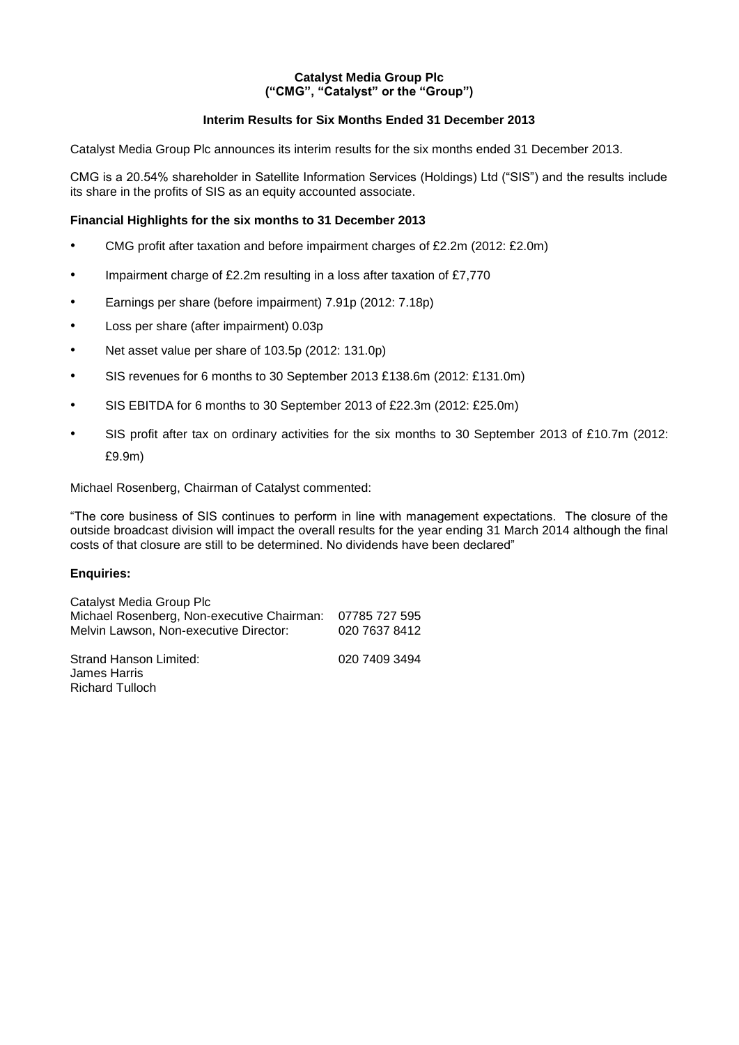**Catalyst Media Group Plc**
**("CMG", "Catalyst" or the "Group")**

**Interim Results for Six Months Ended 31 December 2013**

Catalyst Media Group Plc announces its interim results for the six months ended 31 December 2013.

CMG is a 20.54% shareholder in Satellite Information Services (Holdings) Ltd ("SIS") and the results include its share in the profits of SIS as an equity accounted associate.

**Financial Highlights for the six months to 31 December 2013**

- CMG profit after taxation and before impairment charges of £2.2m (2012: £2.0m)
- Impairment charge of £2.2m resulting in a loss after taxation of £7,770
- Earnings per share (before impairment) 7.91p (2012: 7.18p)
- Loss per share (after impairment) 0.03p
- Net asset value per share of 103.5p (2012: 131.0p)
- SIS revenues for 6 months to 30 September 2013 £138.6m (2012: £131.0m)
- SIS EBITDA for 6 months to 30 September 2013 of £22.3m (2012: £25.0m)
- SIS profit after tax on ordinary activities for the six months to 30 September 2013 of £10.7m (2012: £9.9m)

Michael Rosenberg, Chairman of Catalyst commented:

"The core business of SIS continues to perform in line with management expectations. The closure of the outside broadcast division will impact the overall results for the year ending 31 March 2014 although the final costs of that closure are still to be determined. No dividends have been declared"

**Enquiries:**

| | |
|---|---|
| Catalyst Media Group Plc | |
| Michael Rosenberg, Non-executive Chairman: | 07785 727 595 |
| Melvin Lawson, Non-executive Director: | 020 7637 8412 |
| | |
| Strand Hanson Limited: | 020 7409 3494 |
| James Harris | |
| Richard Tulloch | |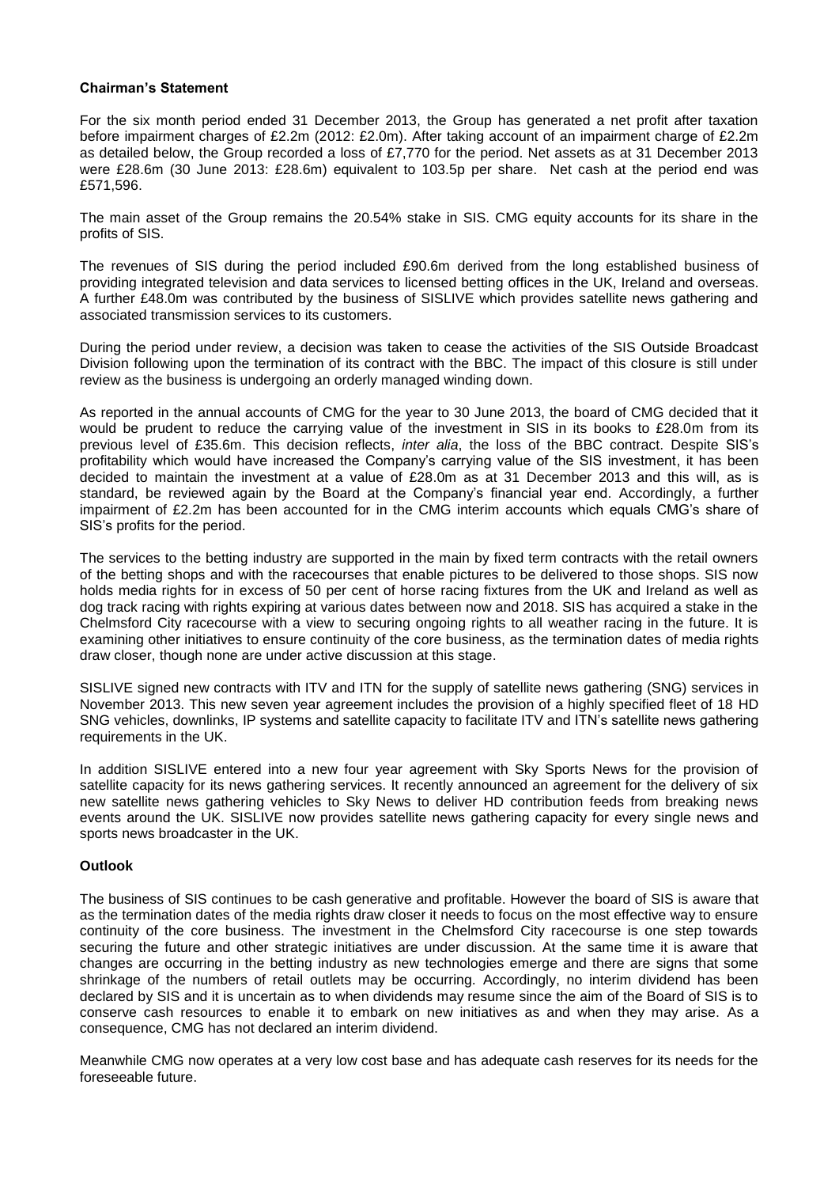**Chairman's Statement**

For the six month period ended 31 December 2013, the Group has generated a net profit after taxation before impairment charges of £2.2m (2012: £2.0m). After taking account of an impairment charge of £2.2m as detailed below, the Group recorded a loss of £7,770 for the period. Net assets as at 31 December 2013 were £28.6m (30 June 2013: £28.6m) equivalent to 103.5p per share. Net cash at the period end was £571,596.

The main asset of the Group remains the 20.54% stake in SIS. CMG equity accounts for its share in the profits of SIS.

The revenues of SIS during the period included £90.6m derived from the long established business of providing integrated television and data services to licensed betting offices in the UK, Ireland and overseas. A further £48.0m was contributed by the business of SISLIVE which provides satellite news gathering and associated transmission services to its customers.

During the period under review, a decision was taken to cease the activities of the SIS Outside Broadcast Division following upon the termination of its contract with the BBC. The impact of this closure is still under review as the business is undergoing an orderly managed winding down.

As reported in the annual accounts of CMG for the year to 30 June 2013, the board of CMG decided that it would be prudent to reduce the carrying value of the investment in SIS in its books to £28.0m from its previous level of £35.6m. This decision reflects, *inter alia*, the loss of the BBC contract. Despite SIS's profitability which would have increased the Company's carrying value of the SIS investment, it has been decided to maintain the investment at a value of £28.0m as at 31 December 2013 and this will, as is standard, be reviewed again by the Board at the Company's financial year end. Accordingly, a further impairment of £2.2m has been accounted for in the CMG interim accounts which equals CMG's share of SIS's profits for the period.

The services to the betting industry are supported in the main by fixed term contracts with the retail owners of the betting shops and with the racecourses that enable pictures to be delivered to those shops. SIS now holds media rights for in excess of 50 per cent of horse racing fixtures from the UK and Ireland as well as dog track racing with rights expiring at various dates between now and 2018. SIS has acquired a stake in the Chelmsford City racecourse with a view to securing ongoing rights to all weather racing in the future. It is examining other initiatives to ensure continuity of the core business, as the termination dates of media rights draw closer, though none are under active discussion at this stage.

SISLIVE signed new contracts with ITV and ITN for the supply of satellite news gathering (SNG) services in November 2013. This new seven year agreement includes the provision of a highly specified fleet of 18 HD SNG vehicles, downlinks, IP systems and satellite capacity to facilitate ITV and ITN's satellite news gathering requirements in the UK.

In addition SISLIVE entered into a new four year agreement with Sky Sports News for the provision of satellite capacity for its news gathering services. It recently announced an agreement for the delivery of six new satellite news gathering vehicles to Sky News to deliver HD contribution feeds from breaking news events around the UK. SISLIVE now provides satellite news gathering capacity for every single news and sports news broadcaster in the UK.

**Outlook**

The business of SIS continues to be cash generative and profitable. However the board of SIS is aware that as the termination dates of the media rights draw closer it needs to focus on the most effective way to ensure continuity of the core business. The investment in the Chelmsford City racecourse is one step towards securing the future and other strategic initiatives are under discussion. At the same time it is aware that changes are occurring in the betting industry as new technologies emerge and there are signs that some shrinkage of the numbers of retail outlets may be occurring. Accordingly, no interim dividend has been declared by SIS and it is uncertain as to when dividends may resume since the aim of the Board of SIS is to conserve cash resources to enable it to embark on new initiatives as and when they may arise. As a consequence, CMG has not declared an interim dividend.

Meanwhile CMG now operates at a very low cost base and has adequate cash reserves for its needs for the foreseeable future.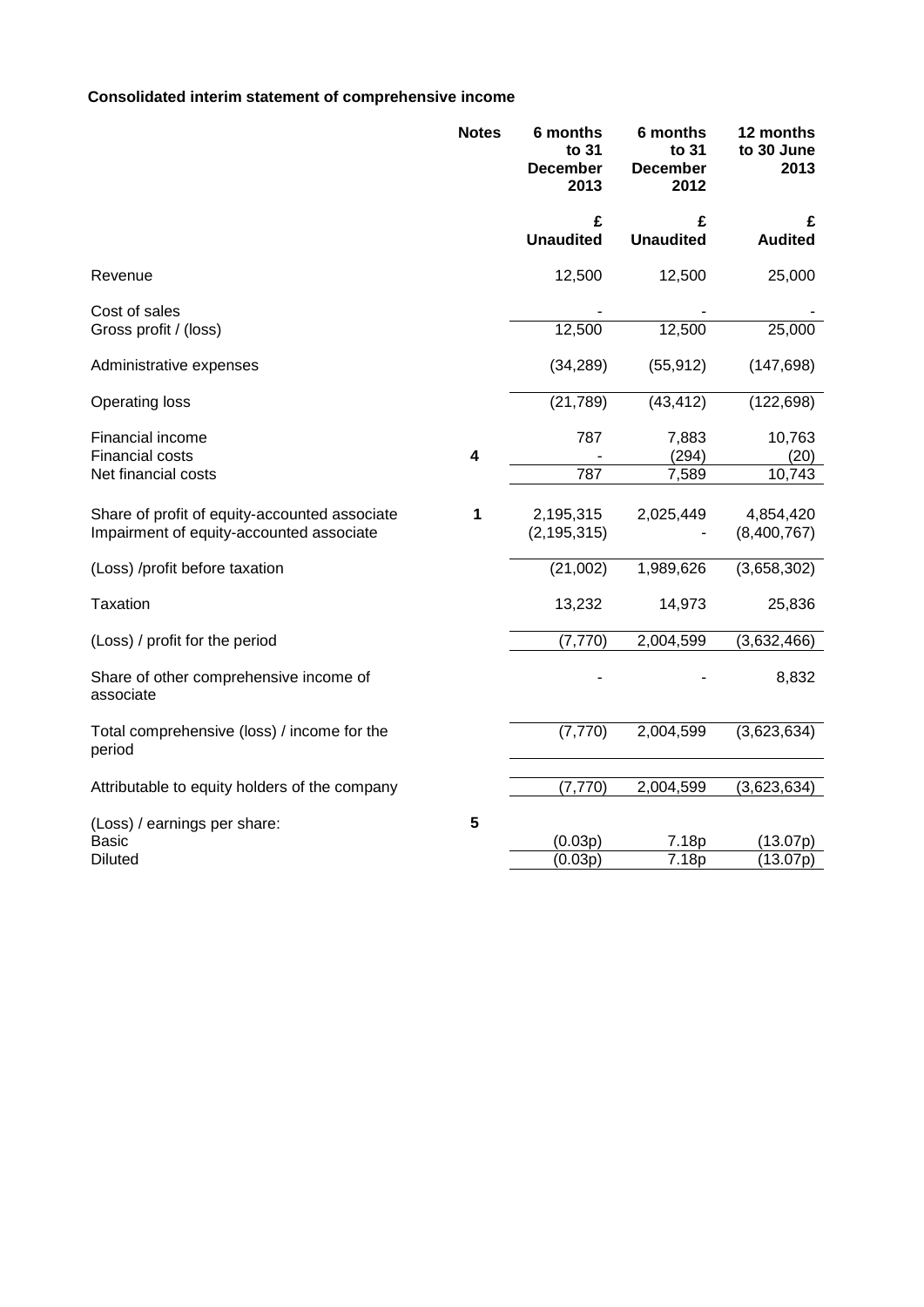**Consolidated interim statement of comprehensive income**

| | Notes | 6 months to 31 December 2013 | 6 months to 31 December 2012 | 12 months to 30 June 2013 |
|---|---|---|---|---|
| | | £ Unaudited | £ Unaudited | £ Audited |
| Revenue | | 12,500 | 12,500 | 25,000 |
| Cost of sales | | - | - | - |
| Gross profit / (loss) | | 12,500 | 12,500 | 25,000 |
| Administrative expenses | | (34,289) | (55,912) | (147,698) |
| Operating loss | | (21,789) | (43,412) | (122,698) |
| Financial income | | 787 | 7,883 | 10,763 |
| Financial costs | 4 | - | (294) | (20) |
| Net financial costs | | 787 | 7,589 | 10,743 |
| Share of profit of equity-accounted associate | 1 | 2,195,315 | 2,025,449 | 4,854,420 |
| Impairment of equity-accounted associate | | (2,195,315) | - | (8,400,767) |
| (Loss) /profit before taxation | | (21,002) | 1,989,626 | (3,658,302) |
| Taxation | | 13,232 | 14,973 | 25,836 |
| (Loss) / profit for the period | | (7,770) | 2,004,599 | (3,632,466) |
| Share of other comprehensive income of associate | | - | - | 8,832 |
| Total comprehensive (loss) / income for the period | | (7,770) | 2,004,599 | (3,623,634) |
| Attributable to equity holders of the company | | (7,770) | 2,004,599 | (3,623,634) |
| (Loss) / earnings per share: | 5 | | | |
| Basic | | (0.03p) | 7.18p | (13.07p) |
| Diluted | | (0.03p) | 7.18p | (13.07p) |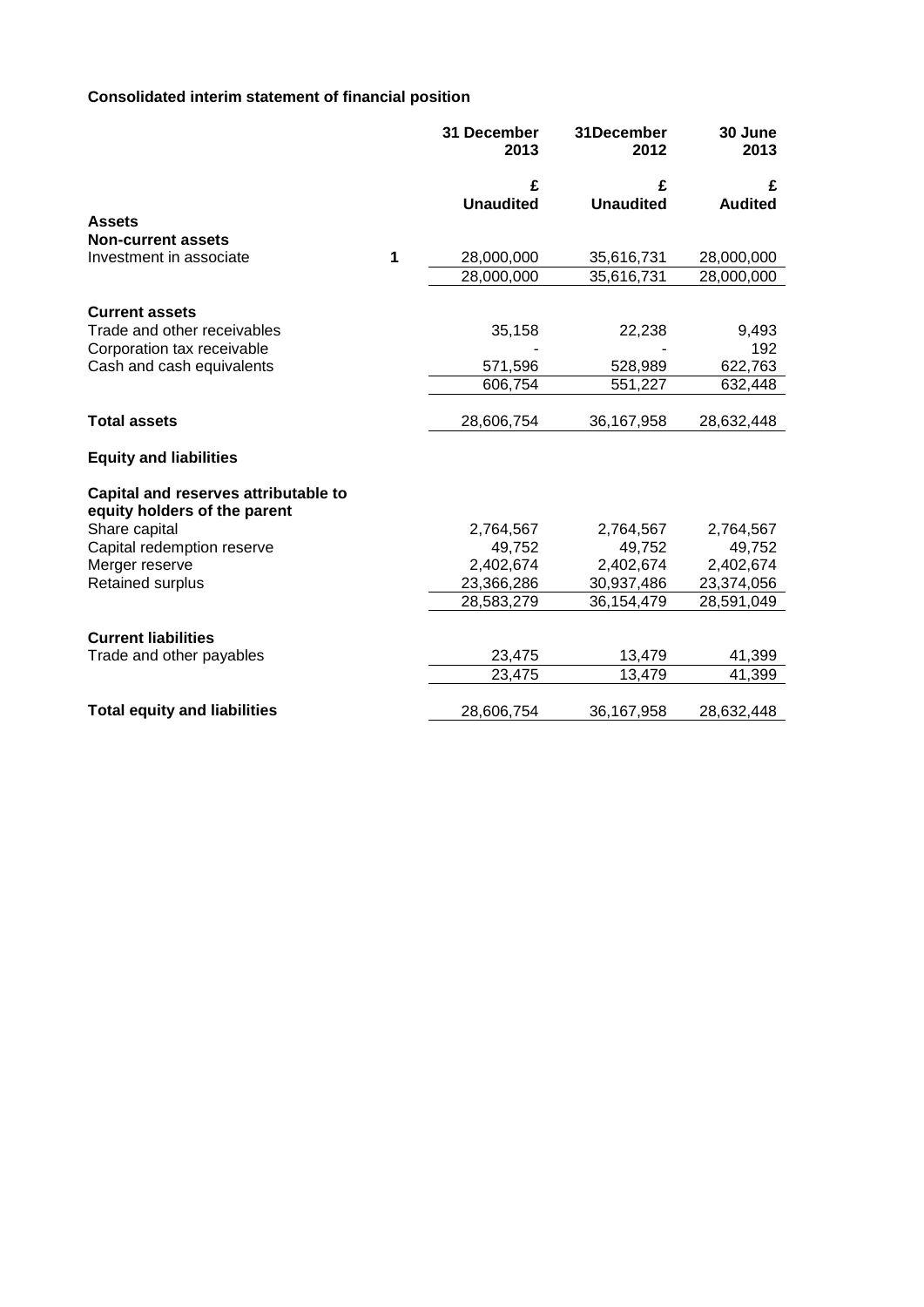**Consolidated interim statement of financial position**

| | | 31 December 2013 | 31December 2012 | 30 June 2013 |
|---|---|---|---|---|
| | | £ | £ | £ |
| | | **Unaudited** | **Unaudited** | **Audited** |
| **Assets** | | | | |
| **Non-current assets** | | | | |
| Investment in associate | **1** | 28,000,000 | 35,616,731 | 28,000,000 |
| | | 28,000,000 | 35,616,731 | 28,000,000 |
| **Current assets** | | | | |
| Trade and other receivables | | 35,158 | 22,238 | 9,493 |
| Corporation tax receivable | | - | - | 192 |
| Cash and cash equivalents | | 571,596 | 528,989 | 622,763 |
| | | 606,754 | 551,227 | 632,448 |
| **Total assets** | | 28,606,754 | 36,167,958 | 28,632,448 |
| **Equity and liabilities** | | | | |
| **Capital and reserves attributable to equity holders of the parent** | | | | |
| Share capital | | 2,764,567 | 2,764,567 | 2,764,567 |
| Capital redemption reserve | | 49,752 | 49,752 | 49,752 |
| Merger reserve | | 2,402,674 | 2,402,674 | 2,402,674 |
| Retained surplus | | 23,366,286 | 30,937,486 | 23,374,056 |
| | | 28,583,279 | 36,154,479 | 28,591,049 |
| **Current liabilities** | | | | |
| Trade and other payables | | 23,475 | 13,479 | 41,399 |
| | | 23,475 | 13,479 | 41,399 |
| **Total equity and liabilities** | | 28,606,754 | 36,167,958 | 28,632,448 |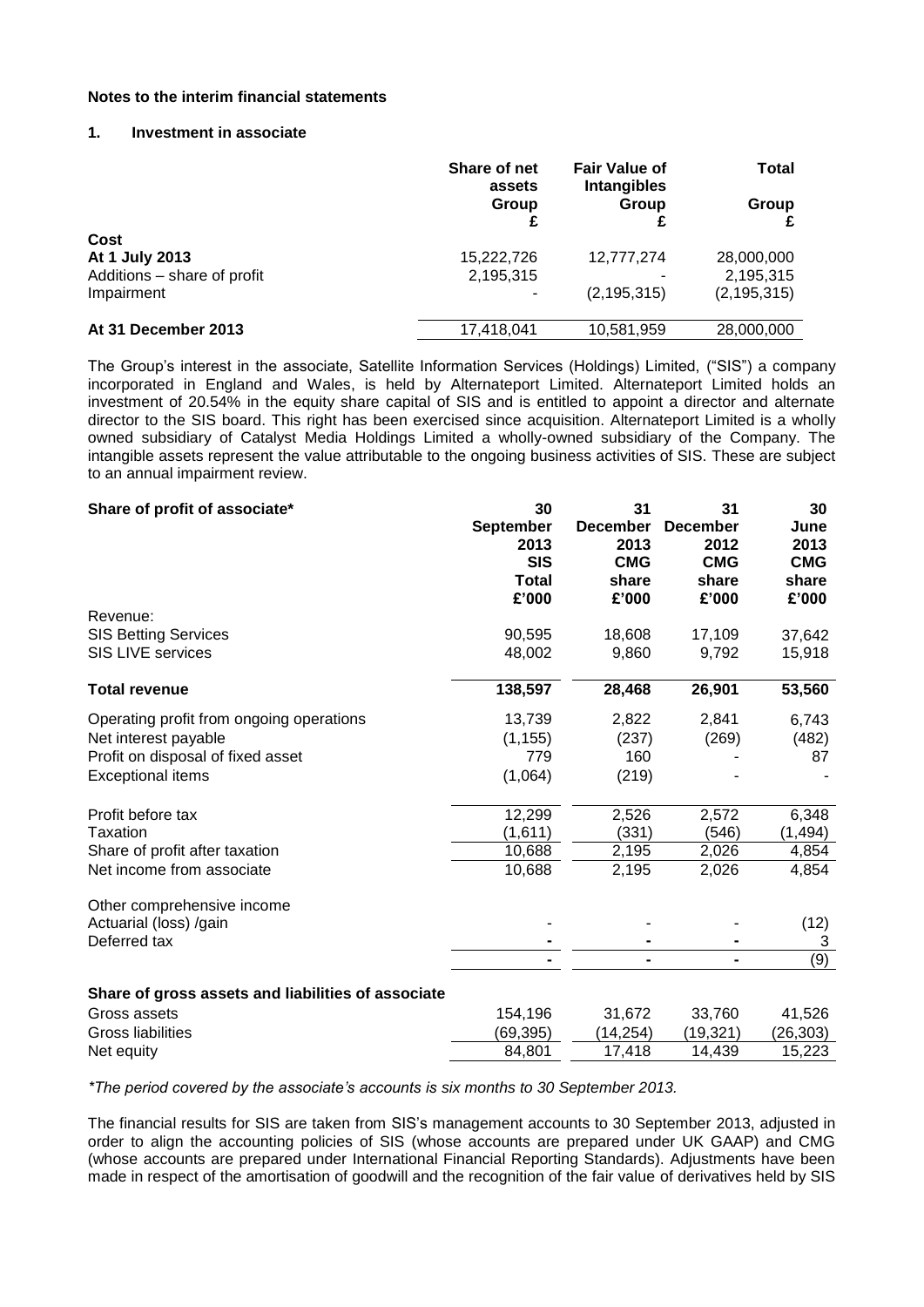**Notes to the interim financial statements**

**1. Investment in associate**

| | **Share of net assets** | **Fair Value of Intangibles** | **Total** |
|---|---|---|---|
| | **Group** | **Group** | **Group** |
| | **£** | **£** | **£** |
| **Cost** | | | |
| **At 1 July 2013** | 15,222,726 | 12,777,274 | 28,000,000 |
| Additions – share of profit | 2,195,315 | - | 2,195,315 |
| Impairment | - | (2,195,315) | (2,195,315) |
| **At 31 December 2013** | 17,418,041 | 10,581,959 | 28,000,000 |

The Group's interest in the associate, Satellite Information Services (Holdings) Limited, ("SIS") a company incorporated in England and Wales, is held by Alternateport Limited. Alternateport Limited holds an investment of 20.54% in the equity share capital of SIS and is entitled to appoint a director and alternate director to the SIS board. This right has been exercised since acquisition. Alternateport Limited is a wholly owned subsidiary of Catalyst Media Holdings Limited a wholly-owned subsidiary of the Company. The intangible assets represent the value attributable to the ongoing business activities of SIS. These are subject to an annual impairment review.

| **Share of profit of associate*** | **30 September 2013 SIS Total £'000** | **31 December 2013 CMG share £'000** | **31 December 2012 CMG share £'000** | **30 June 2013 CMG share £'000** |
|---|---|---|---|---|
| Revenue: | | | | |
| SIS Betting Services | 90,595 | 18,608 | 17,109 | 37,642 |
| SIS LIVE services | 48,002 | 9,860 | 9,792 | 15,918 |
| **Total revenue** | **138,597** | **28,468** | **26,901** | **53,560** |
| Operating profit from ongoing operations | 13,739 | 2,822 | 2,841 | 6,743 |
| Net interest payable | (1,155) | (237) | (269) | (482) |
| Profit on disposal of fixed asset | 779 | 160 | - | 87 |
| Exceptional items | (1,064) | (219) | - | - |
| Profit before tax | 12,299 | 2,526 | 2,572 | 6,348 |
| Taxation | (1,611) | (331) | (546) | (1,494) |
| Share of profit after taxation | 10,688 | 2,195 | 2,026 | 4,854 |
| Net income from associate | 10,688 | 2,195 | 2,026 | 4,854 |
| Other comprehensive income | | | | |
| Actuarial (loss) /gain | - | - | - | (12) |
| Deferred tax | - | - | - | 3 |
| | - | - | - | (9) |
| **Share of gross assets and liabilities of associate** | | | | |
| Gross assets | 154,196 | 31,672 | 33,760 | 41,526 |
| Gross liabilities | (69,395) | (14,254) | (19,321) | (26,303) |
| Net equity | 84,801 | 17,418 | 14,439 | 15,223 |

*\*The period covered by the associate's accounts is six months to 30 September 2013.*

The financial results for SIS are taken from SIS's management accounts to 30 September 2013, adjusted in order to align the accounting policies of SIS (whose accounts are prepared under UK GAAP) and CMG (whose accounts are prepared under International Financial Reporting Standards). Adjustments have been made in respect of the amortisation of goodwill and the recognition of the fair value of derivatives held by SIS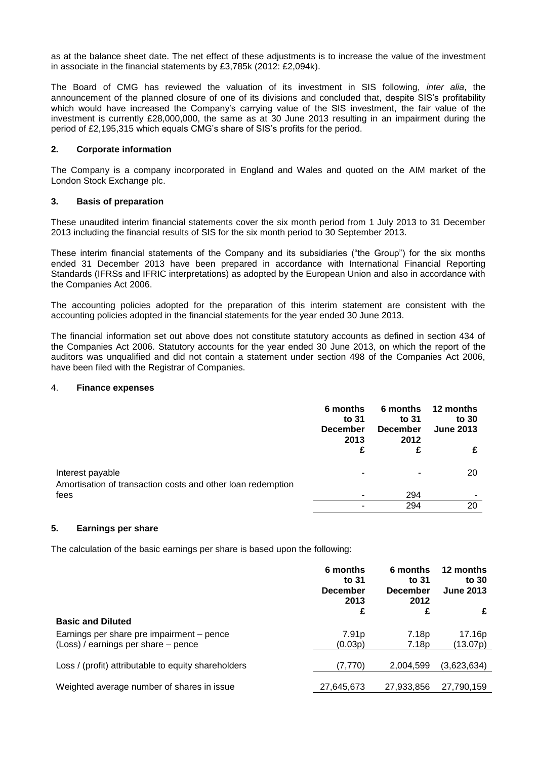as at the balance sheet date. The net effect of these adjustments is to increase the value of the investment in associate in the financial statements by £3,785k (2012: £2,094k).

The Board of CMG has reviewed the valuation of its investment in SIS following, *inter alia*, the announcement of the planned closure of one of its divisions and concluded that, despite SIS's profitability which would have increased the Company's carrying value of the SIS investment, the fair value of the investment is currently £28,000,000, the same as at 30 June 2013 resulting in an impairment during the period of £2,195,315 which equals CMG's share of SIS's profits for the period.

## 2. Corporate information

The Company is a company incorporated in England and Wales and quoted on the AIM market of the London Stock Exchange plc.

## 3. Basis of preparation

These unaudited interim financial statements cover the six month period from 1 July 2013 to 31 December 2013 including the financial results of SIS for the six month period to 30 September 2013.

These interim financial statements of the Company and its subsidiaries ("the Group") for the six months ended 31 December 2013 have been prepared in accordance with International Financial Reporting Standards (IFRSs and IFRIC interpretations) as adopted by the European Union and also in accordance with the Companies Act 2006.

The accounting policies adopted for the preparation of this interim statement are consistent with the accounting policies adopted in the financial statements for the year ended 30 June 2013.

The financial information set out above does not constitute statutory accounts as defined in section 434 of the Companies Act 2006. Statutory accounts for the year ended 30 June 2013, on which the report of the auditors was unqualified and did not contain a statement under section 498 of the Companies Act 2006, have been filed with the Registrar of Companies.

## 4. Finance expenses

| | 6 months to 31 December 2013 | 6 months to 31 December 2012 | 12 months to 30 June 2013 |
|---|---|---|---|
| | £ | £ | £ |
| Interest payable | - | - | 20 |
| Amortisation of transaction costs and other loan redemption fees | - | 294 | - |
| | - | 294 | 20 |

## 5. Earnings per share

The calculation of the basic earnings per share is based upon the following:

| | 6 months to 31 December 2013 | 6 months to 31 December 2012 | 12 months to 30 June 2013 |
|---|---|---|---|
| | £ | £ | £ |
| **Basic and Diluted** | | | |
| Earnings per share pre impairment – pence | 7.91p | 7.18p | 17.16p |
| (Loss) / earnings per share – pence | (0.03p) | 7.18p | (13.07p) |
| Loss / (profit) attributable to equity shareholders | (7,770) | 2,004,599 | (3,623,634) |
| Weighted average number of shares in issue | 27,645,673 | 27,933,856 | 27,790,159 |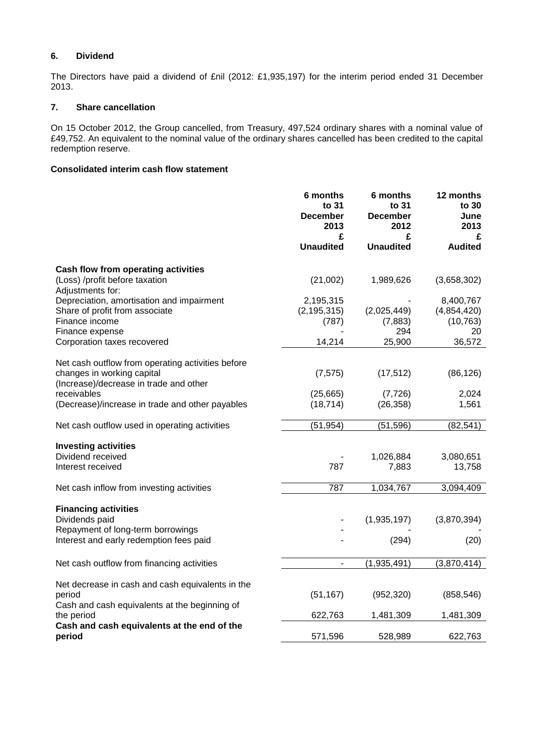### 6. Dividend

The Directors have paid a dividend of £nil (2012: £1,935,197) for the interim period ended 31 December 2013.

### 7. Share cancellation

On 15 October 2012, the Group cancelled, from Treasury, 497,524 ordinary shares with a nominal value of £49,752. An equivalent to the nominal value of the ordinary shares cancelled has been credited to the capital redemption reserve.

**Consolidated interim cash flow statement**

| | 6 months to 31 December 2013 £ Unaudited | 6 months to 31 December 2012 £ Unaudited | 12 months to 30 June 2013 £ Audited |
|---|---|---|---|
| **Cash flow from operating activities** | | | |
| (Loss) /profit before taxation | (21,002) | 1,989,626 | (3,658,302) |
| Adjustments for: | | | |
| Depreciation, amortisation and impairment | 2,195,315 | - | 8,400,767 |
| Share of profit from associate | (2,195,315) | (2,025,449) | (4,854,420) |
| Finance income | (787) | (7,883) | (10,763) |
| Finance expense | - | 294 | 20 |
| Corporation taxes recovered | 14,214 | 25,900 | 36,572 |
| Net cash outflow from operating activities before changes in working capital | (7,575) | (17,512) | (86,126) |
| (Increase)/decrease in trade and other receivables | (25,665) | (7,726) | 2,024 |
| (Decrease)/increase in trade and other payables | (18,714) | (26,358) | 1,561 |
| Net cash outflow used in operating activities | (51,954) | (51,596) | (82,541) |
| **Investing activities** | | | |
| Dividend received | - | 1,026,884 | 3,080,651 |
| Interest received | 787 | 7,883 | 13,758 |
| Net cash inflow from investing activities | 787 | 1,034,767 | 3,094,409 |
| **Financing activities** | | | |
| Dividends paid | - | (1,935,197) | (3,870,394) |
| Repayment of long-term borrowings | - | - | - |
| Interest and early redemption fees paid | - | (294) | (20) |
| Net cash outflow from financing activities | - | (1,935,491) | (3,870,414) |
| Net decrease in cash and cash equivalents in the period | (51,167) | (952,320) | (858,546) |
| Cash and cash equivalents at the beginning of the period | 622,763 | 1,481,309 | 1,481,309 |
| **Cash and cash equivalents at the end of the period** | 571,596 | 528,989 | 622,763 |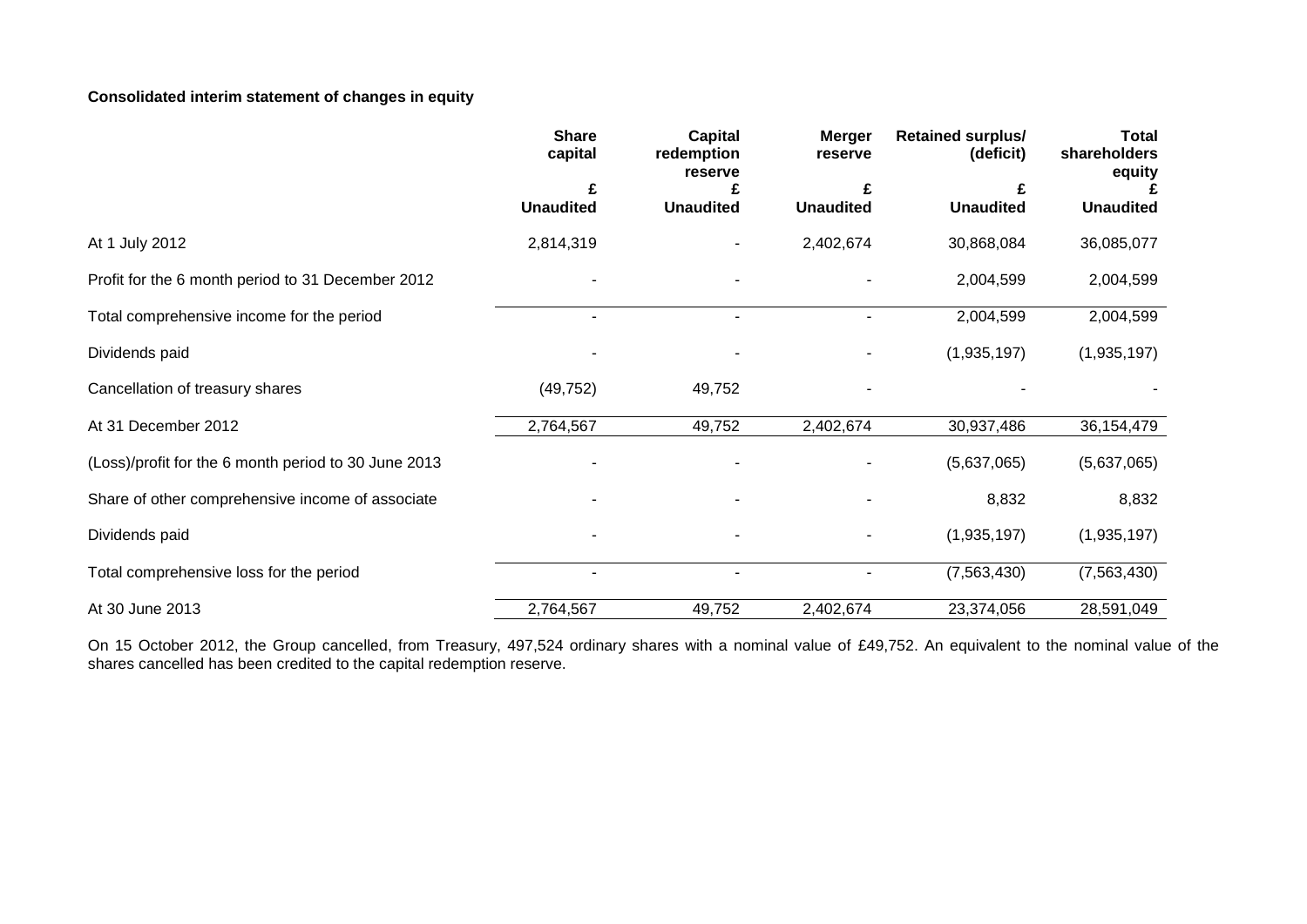**Consolidated interim statement of changes in equity**

| | Share capital | Capital redemption reserve | Merger reserve | Retained surplus/ (deficit) | Total shareholders equity |
|---|---|---|---|---|---|
| | £ | £ | £ | £ | £ |
| | **Unaudited** | **Unaudited** | **Unaudited** | **Unaudited** | **Unaudited** |
| At 1 July 2012 | 2,814,319 | - | 2,402,674 | 30,868,084 | 36,085,077 |
| Profit for the 6 month period to 31 December 2012 | - | - | - | 2,004,599 | 2,004,599 |
| Total comprehensive income for the period | - | - | - | 2,004,599 | 2,004,599 |
| Dividends paid | - | - | - | (1,935,197) | (1,935,197) |
| Cancellation of treasury shares | (49,752) | 49,752 | - | - | - |
| At 31 December 2012 | 2,764,567 | 49,752 | 2,402,674 | 30,937,486 | 36,154,479 |
| (Loss)/profit for the 6 month period to 30 June 2013 | - | - | - | (5,637,065) | (5,637,065) |
| Share of other comprehensive income of associate | - | - | - | 8,832 | 8,832 |
| Dividends paid | - | - | - | (1,935,197) | (1,935,197) |
| Total comprehensive loss for the period | - | - | - | (7,563,430) | (7,563,430) |
| At 30 June 2013 | 2,764,567 | 49,752 | 2,402,674 | 23,374,056 | 28,591,049 |

On 15 October 2012, the Group cancelled, from Treasury, 497,524 ordinary shares with a nominal value of £49,752. An equivalent to the nominal value of the shares cancelled has been credited to the capital redemption reserve.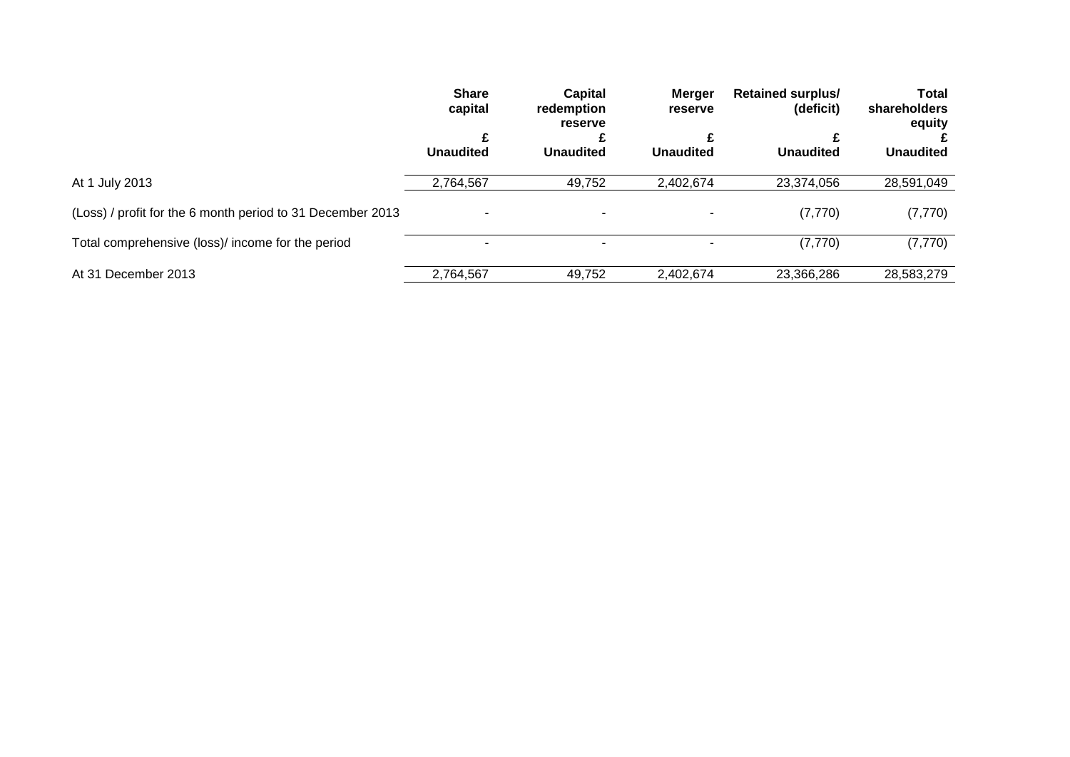| | Share capital<br>£<br>Unaudited | Capital redemption reserve<br>£<br>Unaudited | Merger reserve<br>£<br>Unaudited | Retained surplus/ (deficit)<br>£<br>Unaudited | Total shareholders equity<br>£<br>Unaudited |
|---|---|---|---|---|---|
| At 1 July 2013 | 2,764,567 | 49,752 | 2,402,674 | 23,374,056 | 28,591,049 |
| (Loss) / profit for the 6 month period to 31 December 2013 | - | - | - | (7,770) | (7,770) |
| Total comprehensive (loss)/ income for the period | - | - | - | (7,770) | (7,770) |
| At 31 December 2013 | 2,764,567 | 49,752 | 2,402,674 | 23,366,286 | 28,583,279 |